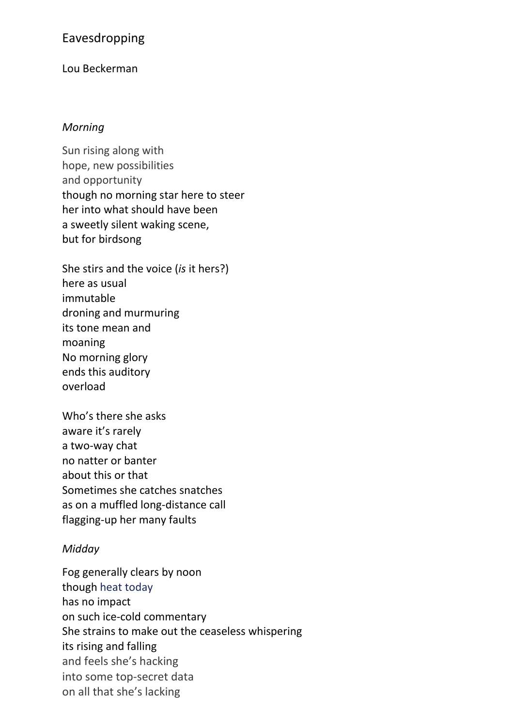# Eavesdropping

Lou Beckerman

*Morning*

Sun rising along with  
hope, new possibilities  
and opportunity  
though no morning star here to steer  
her into what should have been  
a sweetly silent waking scene,  
but for birdsong

She stirs and the voice (*is* it hers?)  
here as usual  
immutable  
droning and murmuring  
its tone mean and  
moaning  
No morning glory  
ends this auditory  
overload

Who's there she asks  
aware it's rarely  
a two-way chat  
no natter or banter  
about this or that  
Sometimes she catches snatches  
as on a muffled long-distance call  
flagging-up her many faults

*Midday*

Fog generally clears by noon  
though heat today  
has no impact  
on such ice-cold commentary  
She strains to make out the ceaseless whispering  
its rising and falling  
and feels she's hacking  
into some top-secret data  
on all that she's lacking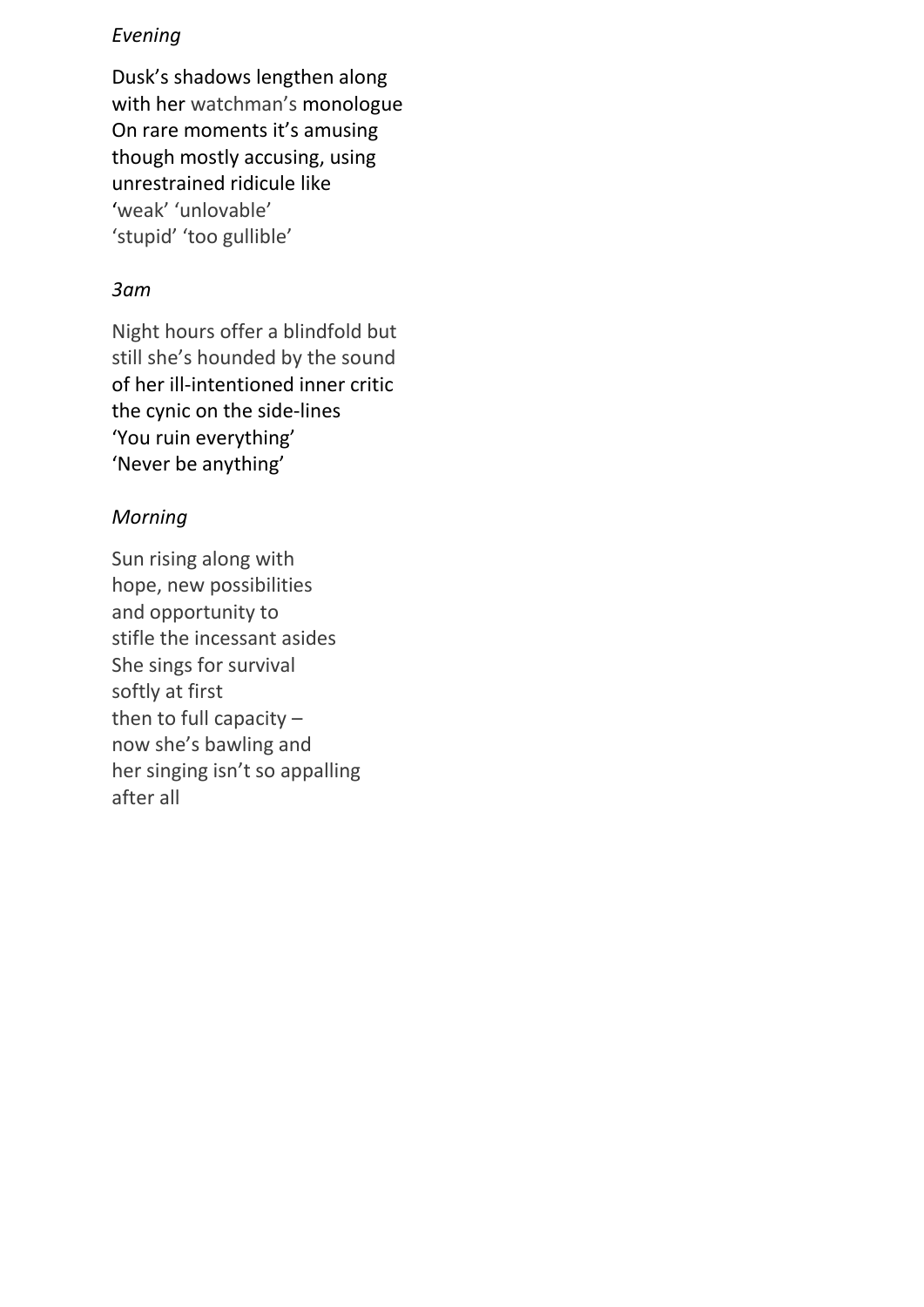*Evening*

Dusk's shadows lengthen along
with her watchman's monologue
On rare moments it's amusing
though mostly accusing, using
unrestrained ridicule like
'weak' 'unlovable'
'stupid' 'too gullible'

*3am*

Night hours offer a blindfold but
still she's hounded by the sound
of her ill-intentioned inner critic
the cynic on the side-lines
'You ruin everything'
'Never be anything'

*Morning*

Sun rising along with
hope, new possibilities
and opportunity to
stifle the incessant asides
She sings for survival
softly at first
then to full capacity –
now she's bawling and
her singing isn't so appalling
after all